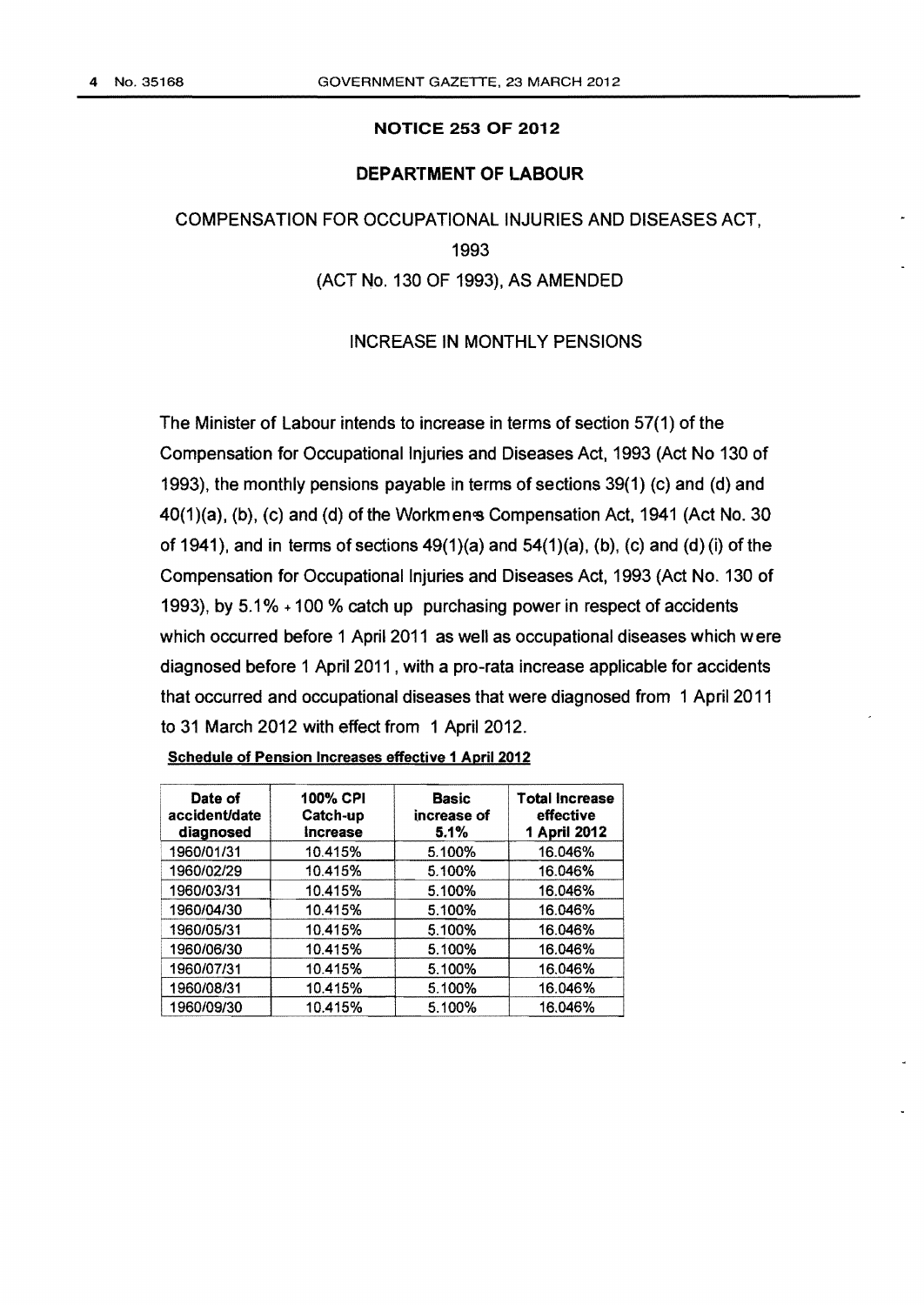## NOTICE 253 OF 2012

## DEPARTMENT OF LABOUR

COMPENSATION FOR OCCUPATIONAL INJURIES AND DISEASES ACT, 1993

(ACT No. 130 OF 1993), AS AMENDED

INCREASE IN MONTHLY PENSIONS

The Minister of Labour intends to increase in terms of section 57(1) of the Compensation for Occupational Injuries and Diseases Act, 1993 (Act No 130 of 1993), the monthly pensions payable in terms of sections 39(1) (c) and (d) and 40(1)(a), (b), (c) and (d) of the Workmen's Compensation Act, 1941 (Act No. 30 of 1941), and in terms of sections 49(1)(a) and 54(1)(a), (b), (c) and (d) (i) of the Compensation for Occupational Injuries and Diseases Act, 1993 (Act No. 130 of 1993), by 5.1% + 100 % catch up purchasing power in respect of accidents which occurred before 1 April 2011 as well as occupational diseases which were diagnosed before 1 April 2011, with a pro-rata increase applicable for accidents that occurred and occupational diseases that were diagnosed from 1 April 2011 to 31 March 2012 with effect from 1 April 2012.

**Schedule of Pension Increases effective 1 April 2012**

| Date of accident/date diagnosed | 100% CPI Catch-up Increase | Basic increase of 5.1% | Total Increase effective 1 April 2012 |
|---|---|---|---|
| 1960/01/31 | 10.415% | 5.100% | 16.046% |
| 1960/02/29 | 10.415% | 5.100% | 16.046% |
| 1960/03/31 | 10.415% | 5.100% | 16.046% |
| 1960/04/30 | 10.415% | 5.100% | 16.046% |
| 1960/05/31 | 10.415% | 5.100% | 16.046% |
| 1960/06/30 | 10.415% | 5.100% | 16.046% |
| 1960/07/31 | 10.415% | 5.100% | 16.046% |
| 1960/08/31 | 10.415% | 5.100% | 16.046% |
| 1960/09/30 | 10.415% | 5.100% | 16.046% |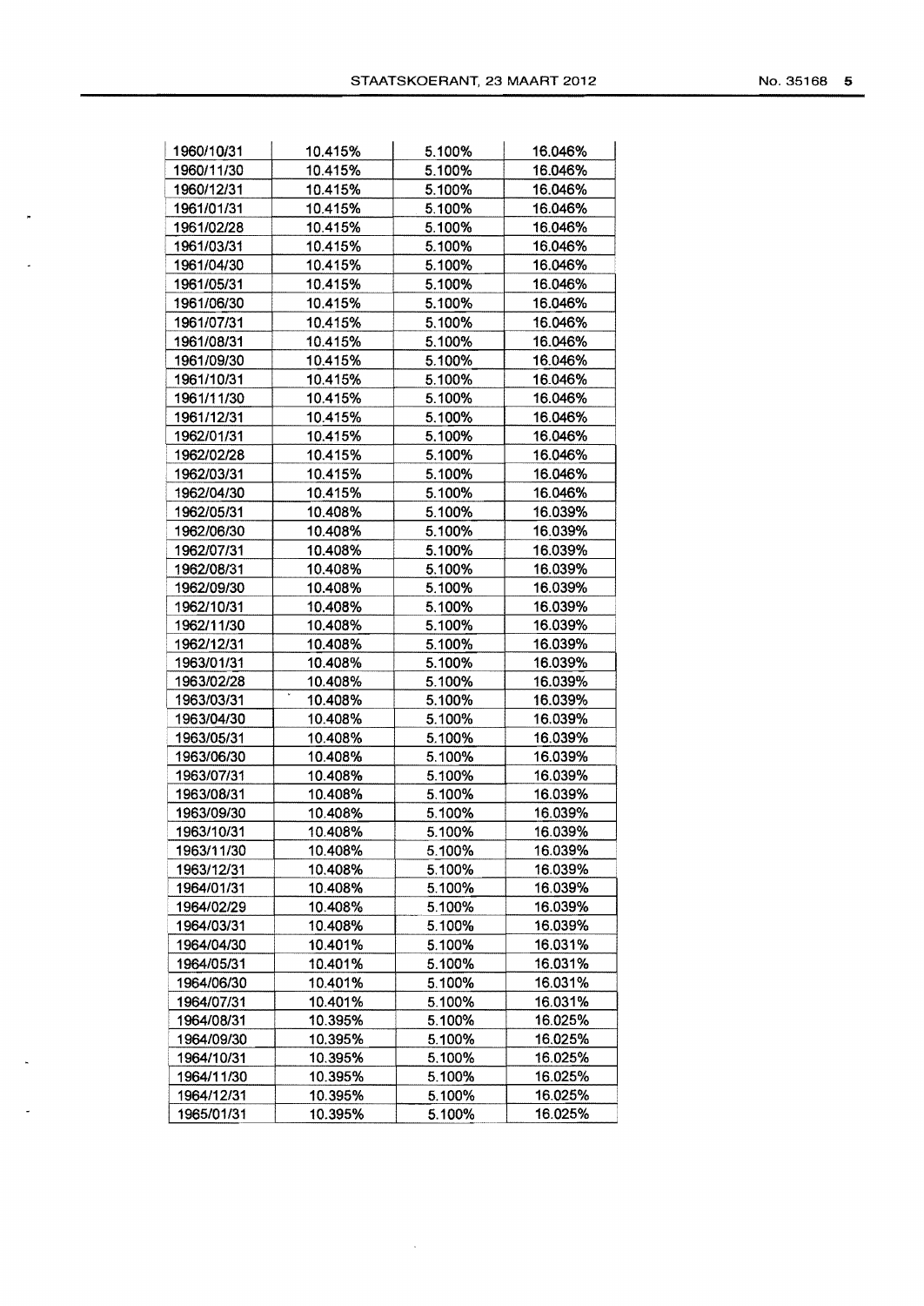| 1960/10/31 | 10.415% | 5.100% | 16.046% |
|---|---|---|---|
| 1960/11/30 | 10.415% | 5.100% | 16.046% |
| 1960/12/31 | 10.415% | 5.100% | 16.046% |
| 1961/01/31 | 10.415% | 5.100% | 16.046% |
| 1961/02/28 | 10.415% | 5.100% | 16.046% |
| 1961/03/31 | 10.415% | 5.100% | 16.046% |
| 1961/04/30 | 10.415% | 5.100% | 16.046% |
| 1961/05/31 | 10.415% | 5.100% | 16.046% |
| 1961/06/30 | 10.415% | 5.100% | 16.046% |
| 1961/07/31 | 10.415% | 5.100% | 16.046% |
| 1961/08/31 | 10.415% | 5.100% | 16.046% |
| 1961/09/30 | 10.415% | 5.100% | 16.046% |
| 1961/10/31 | 10.415% | 5.100% | 16.046% |
| 1961/11/30 | 10.415% | 5.100% | 16.046% |
| 1961/12/31 | 10.415% | 5.100% | 16.046% |
| 1962/01/31 | 10.415% | 5.100% | 16.046% |
| 1962/02/28 | 10.415% | 5.100% | 16.046% |
| 1962/03/31 | 10.415% | 5.100% | 16.046% |
| 1962/04/30 | 10.415% | 5.100% | 16.046% |
| 1962/05/31 | 10.408% | 5.100% | 16.039% |
| 1962/06/30 | 10.408% | 5.100% | 16.039% |
| 1962/07/31 | 10.408% | 5.100% | 16.039% |
| 1962/08/31 | 10.408% | 5.100% | 16.039% |
| 1962/09/30 | 10.408% | 5.100% | 16.039% |
| 1962/10/31 | 10.408% | 5.100% | 16.039% |
| 1962/11/30 | 10.408% | 5.100% | 16.039% |
| 1962/12/31 | 10.408% | 5.100% | 16.039% |
| 1963/01/31 | 10.408% | 5.100% | 16.039% |
| 1963/02/28 | 10.408% | 5.100% | 16.039% |
| 1963/03/31 | 10.408% | 5.100% | 16.039% |
| 1963/04/30 | 10.408% | 5.100% | 16.039% |
| 1963/05/31 | 10.408% | 5.100% | 16.039% |
| 1963/06/30 | 10.408% | 5.100% | 16.039% |
| 1963/07/31 | 10.408% | 5.100% | 16.039% |
| 1963/08/31 | 10.408% | 5.100% | 16.039% |
| 1963/09/30 | 10.408% | 5.100% | 16.039% |
| 1963/10/31 | 10.408% | 5.100% | 16.039% |
| 1963/11/30 | 10.408% | 5.100% | 16.039% |
| 1963/12/31 | 10.408% | 5.100% | 16.039% |
| 1964/01/31 | 10.408% | 5.100% | 16.039% |
| 1964/02/29 | 10.408% | 5.100% | 16.039% |
| 1964/03/31 | 10.408% | 5.100% | 16.039% |
| 1964/04/30 | 10.401% | 5.100% | 16.031% |
| 1964/05/31 | 10.401% | 5.100% | 16.031% |
| 1964/06/30 | 10.401% | 5.100% | 16.031% |
| 1964/07/31 | 10.401% | 5.100% | 16.031% |
| 1964/08/31 | 10.395% | 5.100% | 16.025% |
| 1964/09/30 | 10.395% | 5.100% | 16.025% |
| 1964/10/31 | 10.395% | 5.100% | 16.025% |
| 1964/11/30 | 10.395% | 5.100% | 16.025% |
| 1964/12/31 | 10.395% | 5.100% | 16.025% |
| 1965/01/31 | 10.395% | 5.100% | 16.025% |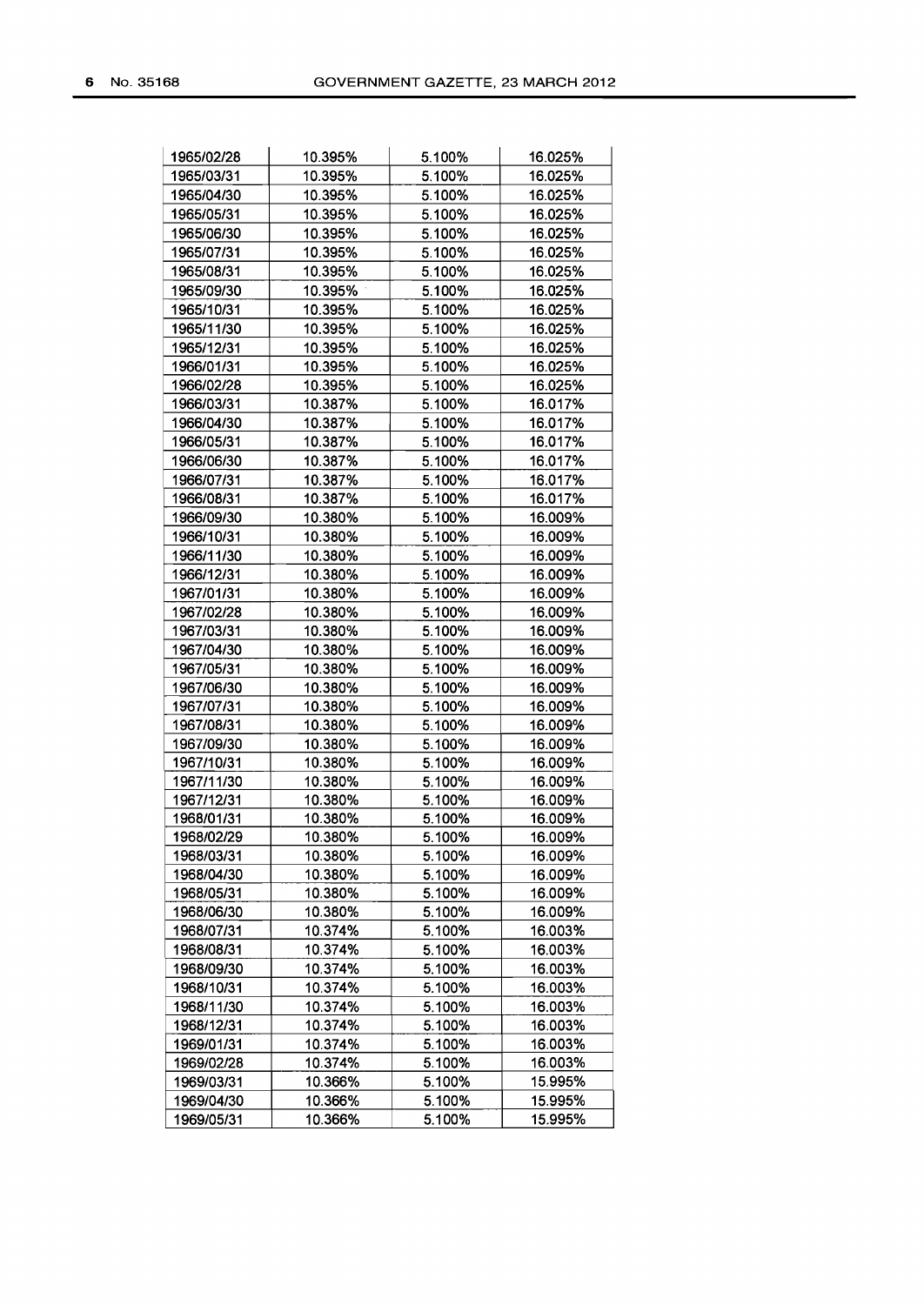| | | | |
|---|---|---|---|
| 1965/02/28 | 10.395% | 5.100% | 16.025% |
| 1965/03/31 | 10.395% | 5.100% | 16.025% |
| 1965/04/30 | 10.395% | 5.100% | 16.025% |
| 1965/05/31 | 10.395% | 5.100% | 16.025% |
| 1965/06/30 | 10.395% | 5.100% | 16.025% |
| 1965/07/31 | 10.395% | 5.100% | 16.025% |
| 1965/08/31 | 10.395% | 5.100% | 16.025% |
| 1965/09/30 | 10.395% | 5.100% | 16.025% |
| 1965/10/31 | 10.395% | 5.100% | 16.025% |
| 1965/11/30 | 10.395% | 5.100% | 16.025% |
| 1965/12/31 | 10.395% | 5.100% | 16.025% |
| 1966/01/31 | 10.395% | 5.100% | 16.025% |
| 1966/02/28 | 10.395% | 5.100% | 16.025% |
| 1966/03/31 | 10.387% | 5.100% | 16.017% |
| 1966/04/30 | 10.387% | 5.100% | 16.017% |
| 1966/05/31 | 10.387% | 5.100% | 16.017% |
| 1966/06/30 | 10.387% | 5.100% | 16.017% |
| 1966/07/31 | 10.387% | 5.100% | 16.017% |
| 1966/08/31 | 10.387% | 5.100% | 16.017% |
| 1966/09/30 | 10.380% | 5.100% | 16.009% |
| 1966/10/31 | 10.380% | 5.100% | 16.009% |
| 1966/11/30 | 10.380% | 5.100% | 16.009% |
| 1966/12/31 | 10.380% | 5.100% | 16.009% |
| 1967/01/31 | 10.380% | 5.100% | 16.009% |
| 1967/02/28 | 10.380% | 5.100% | 16.009% |
| 1967/03/31 | 10.380% | 5.100% | 16.009% |
| 1967/04/30 | 10.380% | 5.100% | 16.009% |
| 1967/05/31 | 10.380% | 5.100% | 16.009% |
| 1967/06/30 | 10.380% | 5.100% | 16.009% |
| 1967/07/31 | 10.380% | 5.100% | 16.009% |
| 1967/08/31 | 10.380% | 5.100% | 16.009% |
| 1967/09/30 | 10.380% | 5.100% | 16.009% |
| 1967/10/31 | 10.380% | 5.100% | 16.009% |
| 1967/11/30 | 10.380% | 5.100% | 16.009% |
| 1967/12/31 | 10.380% | 5.100% | 16.009% |
| 1968/01/31 | 10.380% | 5.100% | 16.009% |
| 1968/02/29 | 10.380% | 5.100% | 16.009% |
| 1968/03/31 | 10.380% | 5.100% | 16.009% |
| 1968/04/30 | 10.380% | 5.100% | 16.009% |
| 1968/05/31 | 10.380% | 5.100% | 16.009% |
| 1968/06/30 | 10.380% | 5.100% | 16.009% |
| 1968/07/31 | 10.374% | 5.100% | 16.003% |
| 1968/08/31 | 10.374% | 5.100% | 16.003% |
| 1968/09/30 | 10.374% | 5.100% | 16.003% |
| 1968/10/31 | 10.374% | 5.100% | 16.003% |
| 1968/11/30 | 10.374% | 5.100% | 16.003% |
| 1968/12/31 | 10.374% | 5.100% | 16.003% |
| 1969/01/31 | 10.374% | 5.100% | 16.003% |
| 1969/02/28 | 10.374% | 5.100% | 16.003% |
| 1969/03/31 | 10.366% | 5.100% | 15.995% |
| 1969/04/30 | 10.366% | 5.100% | 15.995% |
| 1969/05/31 | 10.366% | 5.100% | 15.995% |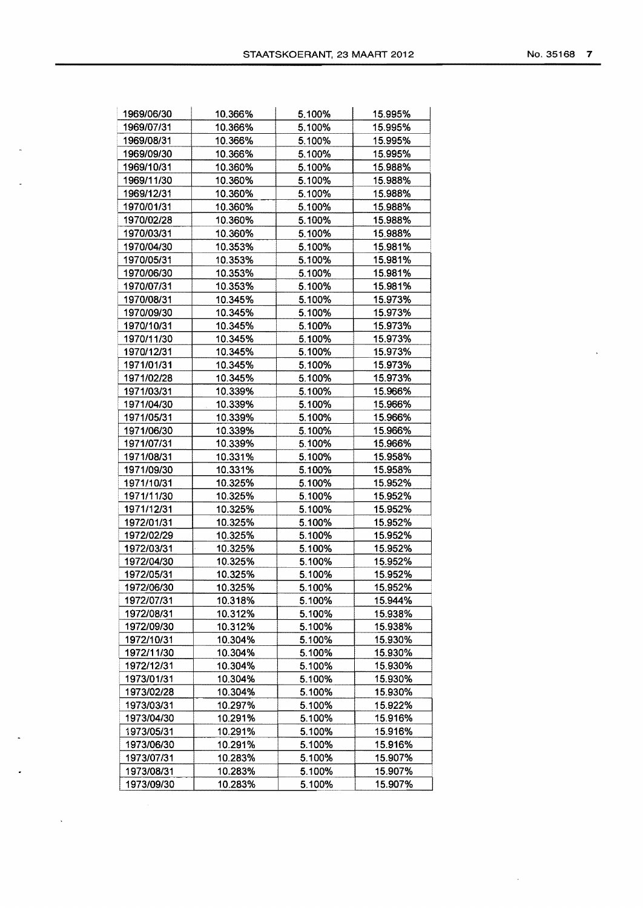| 1969/06/30 | 10.366% | 5.100% | 15.995% |
|---|---|---|---|
| 1969/07/31 | 10.366% | 5.100% | 15.995% |
| 1969/08/31 | 10.366% | 5.100% | 15.995% |
| 1969/09/30 | 10.366% | 5.100% | 15.995% |
| 1969/10/31 | 10.360% | 5.100% | 15.988% |
| 1969/11/30 | 10.360% | 5.100% | 15.988% |
| 1969/12/31 | 10.360% | 5.100% | 15.988% |
| 1970/01/31 | 10.360% | 5.100% | 15.988% |
| 1970/02/28 | 10.360% | 5.100% | 15.988% |
| 1970/03/31 | 10.360% | 5.100% | 15.988% |
| 1970/04/30 | 10.353% | 5.100% | 15.981% |
| 1970/05/31 | 10.353% | 5.100% | 15.981% |
| 1970/06/30 | 10.353% | 5.100% | 15.981% |
| 1970/07/31 | 10.353% | 5.100% | 15.981% |
| 1970/08/31 | 10.345% | 5.100% | 15.973% |
| 1970/09/30 | 10.345% | 5.100% | 15.973% |
| 1970/10/31 | 10.345% | 5.100% | 15.973% |
| 1970/11/30 | 10.345% | 5.100% | 15.973% |
| 1970/12/31 | 10.345% | 5.100% | 15.973% |
| 1971/01/31 | 10.345% | 5.100% | 15.973% |
| 1971/02/28 | 10.345% | 5.100% | 15.973% |
| 1971/03/31 | 10.339% | 5.100% | 15.966% |
| 1971/04/30 | 10.339% | 5.100% | 15.966% |
| 1971/05/31 | 10.339% | 5.100% | 15.966% |
| 1971/06/30 | 10.339% | 5.100% | 15.966% |
| 1971/07/31 | 10.339% | 5.100% | 15.966% |
| 1971/08/31 | 10.331% | 5.100% | 15.958% |
| 1971/09/30 | 10.331% | 5.100% | 15.958% |
| 1971/10/31 | 10.325% | 5.100% | 15.952% |
| 1971/11/30 | 10.325% | 5.100% | 15.952% |
| 1971/12/31 | 10.325% | 5.100% | 15.952% |
| 1972/01/31 | 10.325% | 5.100% | 15.952% |
| 1972/02/29 | 10.325% | 5.100% | 15.952% |
| 1972/03/31 | 10.325% | 5.100% | 15.952% |
| 1972/04/30 | 10.325% | 5.100% | 15.952% |
| 1972/05/31 | 10.325% | 5.100% | 15.952% |
| 1972/06/30 | 10.325% | 5.100% | 15.952% |
| 1972/07/31 | 10.318% | 5.100% | 15.944% |
| 1972/08/31 | 10.312% | 5.100% | 15.938% |
| 1972/09/30 | 10.312% | 5.100% | 15.938% |
| 1972/10/31 | 10.304% | 5.100% | 15.930% |
| 1972/11/30 | 10.304% | 5.100% | 15.930% |
| 1972/12/31 | 10.304% | 5.100% | 15.930% |
| 1973/01/31 | 10.304% | 5.100% | 15.930% |
| 1973/02/28 | 10.304% | 5.100% | 15.930% |
| 1973/03/31 | 10.297% | 5.100% | 15.922% |
| 1973/04/30 | 10.291% | 5.100% | 15.916% |
| 1973/05/31 | 10.291% | 5.100% | 15.916% |
| 1973/06/30 | 10.291% | 5.100% | 15.916% |
| 1973/07/31 | 10.283% | 5.100% | 15.907% |
| 1973/08/31 | 10.283% | 5.100% | 15.907% |
| 1973/09/30 | 10.283% | 5.100% | 15.907% |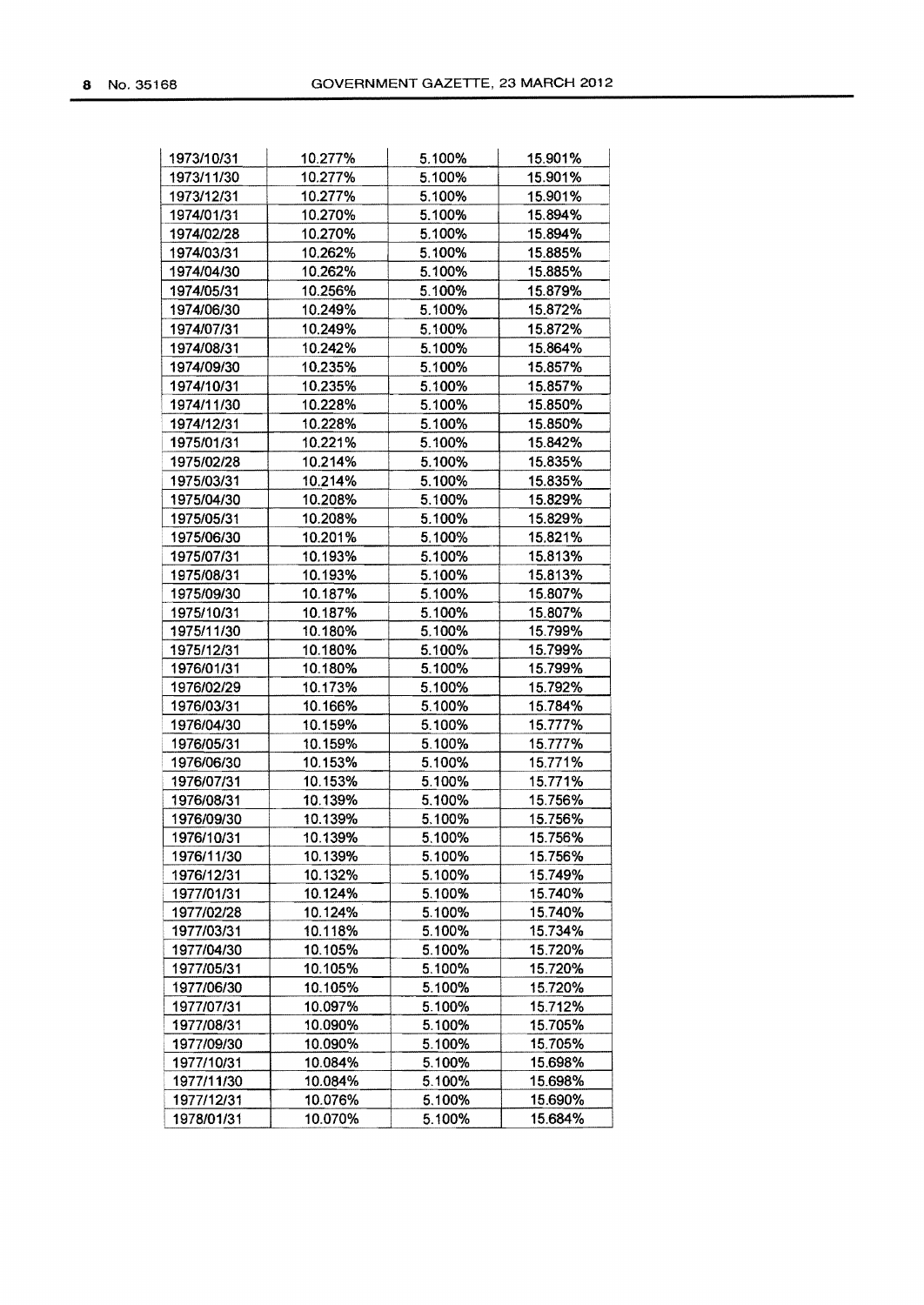| | | | |
|---|---|---|---|
| 1973/10/31 | 10.277% | 5.100% | 15.901% |
| 1973/11/30 | 10.277% | 5.100% | 15.901% |
| 1973/12/31 | 10.277% | 5.100% | 15.901% |
| 1974/01/31 | 10.270% | 5.100% | 15.894% |
| 1974/02/28 | 10.270% | 5.100% | 15.894% |
| 1974/03/31 | 10.262% | 5.100% | 15.885% |
| 1974/04/30 | 10.262% | 5.100% | 15.885% |
| 1974/05/31 | 10.256% | 5.100% | 15.879% |
| 1974/06/30 | 10.249% | 5.100% | 15.872% |
| 1974/07/31 | 10.249% | 5.100% | 15.872% |
| 1974/08/31 | 10.242% | 5.100% | 15.864% |
| 1974/09/30 | 10.235% | 5.100% | 15.857% |
| 1974/10/31 | 10.235% | 5.100% | 15.857% |
| 1974/11/30 | 10.228% | 5.100% | 15.850% |
| 1974/12/31 | 10.228% | 5.100% | 15.850% |
| 1975/01/31 | 10.221% | 5.100% | 15.842% |
| 1975/02/28 | 10.214% | 5.100% | 15.835% |
| 1975/03/31 | 10.214% | 5.100% | 15.835% |
| 1975/04/30 | 10.208% | 5.100% | 15.829% |
| 1975/05/31 | 10.208% | 5.100% | 15.829% |
| 1975/06/30 | 10.201% | 5.100% | 15.821% |
| 1975/07/31 | 10.193% | 5.100% | 15.813% |
| 1975/08/31 | 10.193% | 5.100% | 15.813% |
| 1975/09/30 | 10.187% | 5.100% | 15.807% |
| 1975/10/31 | 10.187% | 5.100% | 15.807% |
| 1975/11/30 | 10.180% | 5.100% | 15.799% |
| 1975/12/31 | 10.180% | 5.100% | 15.799% |
| 1976/01/31 | 10.180% | 5.100% | 15.799% |
| 1976/02/29 | 10.173% | 5.100% | 15.792% |
| 1976/03/31 | 10.166% | 5.100% | 15.784% |
| 1976/04/30 | 10.159% | 5.100% | 15.777% |
| 1976/05/31 | 10.159% | 5.100% | 15.777% |
| 1976/06/30 | 10.153% | 5.100% | 15.771% |
| 1976/07/31 | 10.153% | 5.100% | 15.771% |
| 1976/08/31 | 10.139% | 5.100% | 15.756% |
| 1976/09/30 | 10.139% | 5.100% | 15.756% |
| 1976/10/31 | 10.139% | 5.100% | 15.756% |
| 1976/11/30 | 10.139% | 5.100% | 15.756% |
| 1976/12/31 | 10.132% | 5.100% | 15.749% |
| 1977/01/31 | 10.124% | 5.100% | 15.740% |
| 1977/02/28 | 10.124% | 5.100% | 15.740% |
| 1977/03/31 | 10.118% | 5.100% | 15.734% |
| 1977/04/30 | 10.105% | 5.100% | 15.720% |
| 1977/05/31 | 10.105% | 5.100% | 15.720% |
| 1977/06/30 | 10.105% | 5.100% | 15.720% |
| 1977/07/31 | 10.097% | 5.100% | 15.712% |
| 1977/08/31 | 10.090% | 5.100% | 15.705% |
| 1977/09/30 | 10.090% | 5.100% | 15.705% |
| 1977/10/31 | 10.084% | 5.100% | 15.698% |
| 1977/11/30 | 10.084% | 5.100% | 15.698% |
| 1977/12/31 | 10.076% | 5.100% | 15.690% |
| 1978/01/31 | 10.070% | 5.100% | 15.684% |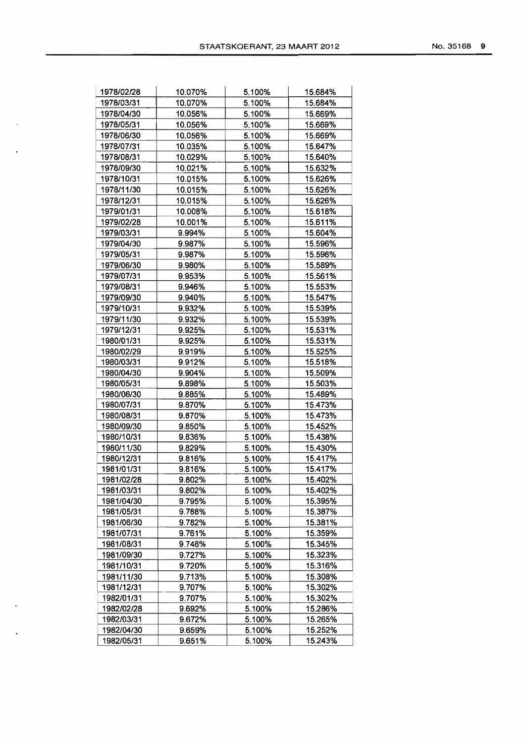| 1978/02/28 | 10.070% | 5.100% | 15.684% |
|---|---|---|---|
| 1978/03/31 | 10.070% | 5.100% | 15.684% |
| 1978/04/30 | 10.056% | 5.100% | 15.669% |
| 1978/05/31 | 10.056% | 5.100% | 15.669% |
| 1978/06/30 | 10.056% | 5.100% | 15.669% |
| 1978/07/31 | 10.035% | 5.100% | 15.647% |
| 1978/08/31 | 10.029% | 5.100% | 15.640% |
| 1978/09/30 | 10.021% | 5.100% | 15.632% |
| 1978/10/31 | 10.015% | 5.100% | 15.626% |
| 1978/11/30 | 10.015% | 5.100% | 15.626% |
| 1978/12/31 | 10.015% | 5.100% | 15.626% |
| 1979/01/31 | 10.008% | 5.100% | 15.618% |
| 1979/02/28 | 10.001% | 5.100% | 15.611% |
| 1979/03/31 | 9.994% | 5.100% | 15.604% |
| 1979/04/30 | 9.987% | 5.100% | 15.596% |
| 1979/05/31 | 9.987% | 5.100% | 15.596% |
| 1979/06/30 | 9.980% | 5.100% | 15.589% |
| 1979/07/31 | 9.953% | 5.100% | 15.561% |
| 1979/08/31 | 9.946% | 5.100% | 15.553% |
| 1979/09/30 | 9.940% | 5.100% | 15.547% |
| 1979/10/31 | 9.932% | 5.100% | 15.539% |
| 1979/11/30 | 9.932% | 5.100% | 15.539% |
| 1979/12/31 | 9.925% | 5.100% | 15.531% |
| 1980/01/31 | 9.925% | 5.100% | 15.531% |
| 1980/02/29 | 9.919% | 5.100% | 15.525% |
| 1980/03/31 | 9.912% | 5.100% | 15.518% |
| 1980/04/30 | 9.904% | 5.100% | 15.509% |
| 1980/05/31 | 9.898% | 5.100% | 15.503% |
| 1980/06/30 | 9.885% | 5.100% | 15.489% |
| 1980/07/31 | 9.870% | 5.100% | 15.473% |
| 1980/08/31 | 9.870% | 5.100% | 15.473% |
| 1980/09/30 | 9.850% | 5.100% | 15.452% |
| 1980/10/31 | 9.836% | 5.100% | 15.438% |
| 1980/11/30 | 9.829% | 5.100% | 15.430% |
| 1980/12/31 | 9.816% | 5.100% | 15.417% |
| 1981/01/31 | 9.816% | 5.100% | 15.417% |
| 1981/02/28 | 9.802% | 5.100% | 15.402% |
| 1981/03/31 | 9.802% | 5.100% | 15.402% |
| 1981/04/30 | 9.795% | 5.100% | 15.395% |
| 1981/05/31 | 9.788% | 5.100% | 15.387% |
| 1981/06/30 | 9.782% | 5.100% | 15.381% |
| 1981/07/31 | 9.761% | 5.100% | 15.359% |
| 1981/08/31 | 9.748% | 5.100% | 15.345% |
| 1981/09/30 | 9.727% | 5.100% | 15.323% |
| 1981/10/31 | 9.720% | 5.100% | 15.316% |
| 1981/11/30 | 9.713% | 5.100% | 15.308% |
| 1981/12/31 | 9.707% | 5.100% | 15.302% |
| 1982/01/31 | 9.707% | 5.100% | 15.302% |
| 1982/02/28 | 9.692% | 5.100% | 15.286% |
| 1982/03/31 | 9.672% | 5.100% | 15.265% |
| 1982/04/30 | 9.659% | 5.100% | 15.252% |
| 1982/05/31 | 9.651% | 5.100% | 15.243% |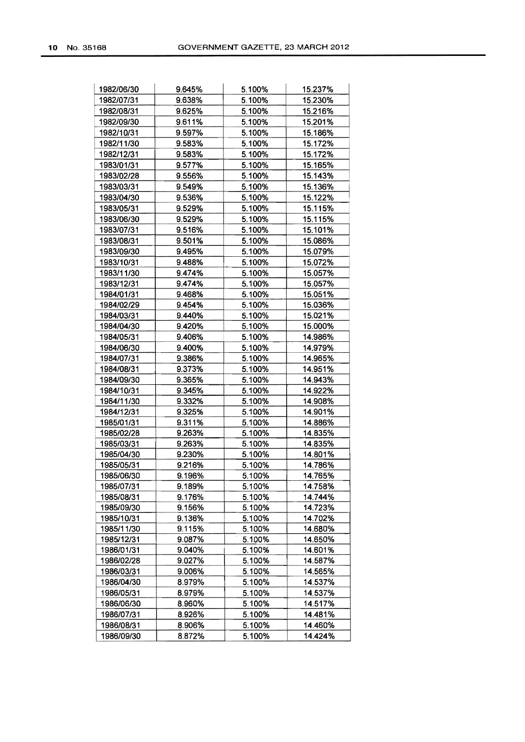| 1982/06/30 | 9.645% | 5.100% | 15.237% |
|---|---|---|---|
| 1982/07/31 | 9.638% | 5.100% | 15.230% |
| 1982/08/31 | 9.625% | 5.100% | 15.216% |
| 1982/09/30 | 9.611% | 5.100% | 15.201% |
| 1982/10/31 | 9.597% | 5.100% | 15.186% |
| 1982/11/30 | 9.583% | 5.100% | 15.172% |
| 1982/12/31 | 9.583% | 5.100% | 15.172% |
| 1983/01/31 | 9.577% | 5.100% | 15.165% |
| 1983/02/28 | 9.556% | 5.100% | 15.143% |
| 1983/03/31 | 9.549% | 5.100% | 15.136% |
| 1983/04/30 | 9.536% | 5.100% | 15.122% |
| 1983/05/31 | 9.529% | 5.100% | 15.115% |
| 1983/06/30 | 9.529% | 5.100% | 15.115% |
| 1983/07/31 | 9.516% | 5.100% | 15.101% |
| 1983/08/31 | 9.501% | 5.100% | 15.086% |
| 1983/09/30 | 9.495% | 5.100% | 15.079% |
| 1983/10/31 | 9.488% | 5.100% | 15.072% |
| 1983/11/30 | 9.474% | 5.100% | 15.057% |
| 1983/12/31 | 9.474% | 5.100% | 15.057% |
| 1984/01/31 | 9.468% | 5.100% | 15.051% |
| 1984/02/29 | 9.454% | 5.100% | 15.036% |
| 1984/03/31 | 9.440% | 5.100% | 15.021% |
| 1984/04/30 | 9.420% | 5.100% | 15.000% |
| 1984/05/31 | 9.406% | 5.100% | 14.986% |
| 1984/06/30 | 9.400% | 5.100% | 14.979% |
| 1984/07/31 | 9.386% | 5.100% | 14.965% |
| 1984/08/31 | 9.373% | 5.100% | 14.951% |
| 1984/09/30 | 9.365% | 5.100% | 14.943% |
| 1984/10/31 | 9.345% | 5.100% | 14.922% |
| 1984/11/30 | 9.332% | 5.100% | 14.908% |
| 1984/12/31 | 9.325% | 5.100% | 14.901% |
| 1985/01/31 | 9.311% | 5.100% | 14.886% |
| 1985/02/28 | 9.263% | 5.100% | 14.835% |
| 1985/03/31 | 9.263% | 5.100% | 14.835% |
| 1985/04/30 | 9.230% | 5.100% | 14.801% |
| 1985/05/31 | 9.216% | 5.100% | 14.786% |
| 1985/06/30 | 9.196% | 5.100% | 14.765% |
| 1985/07/31 | 9.189% | 5.100% | 14.758% |
| 1985/08/31 | 9.176% | 5.100% | 14.744% |
| 1985/09/30 | 9.156% | 5.100% | 14.723% |
| 1985/10/31 | 9.136% | 5.100% | 14.702% |
| 1985/11/30 | 9.115% | 5.100% | 14.680% |
| 1985/12/31 | 9.087% | 5.100% | 14.650% |
| 1986/01/31 | 9.040% | 5.100% | 14.601% |
| 1986/02/28 | 9.027% | 5.100% | 14.587% |
| 1986/03/31 | 9.006% | 5.100% | 14.565% |
| 1986/04/30 | 8.979% | 5.100% | 14.537% |
| 1986/05/31 | 8.979% | 5.100% | 14.537% |
| 1986/06/30 | 8.960% | 5.100% | 14.517% |
| 1986/07/31 | 8.926% | 5.100% | 14.481% |
| 1986/08/31 | 8.906% | 5.100% | 14.460% |
| 1986/09/30 | 8.872% | 5.100% | 14.424% |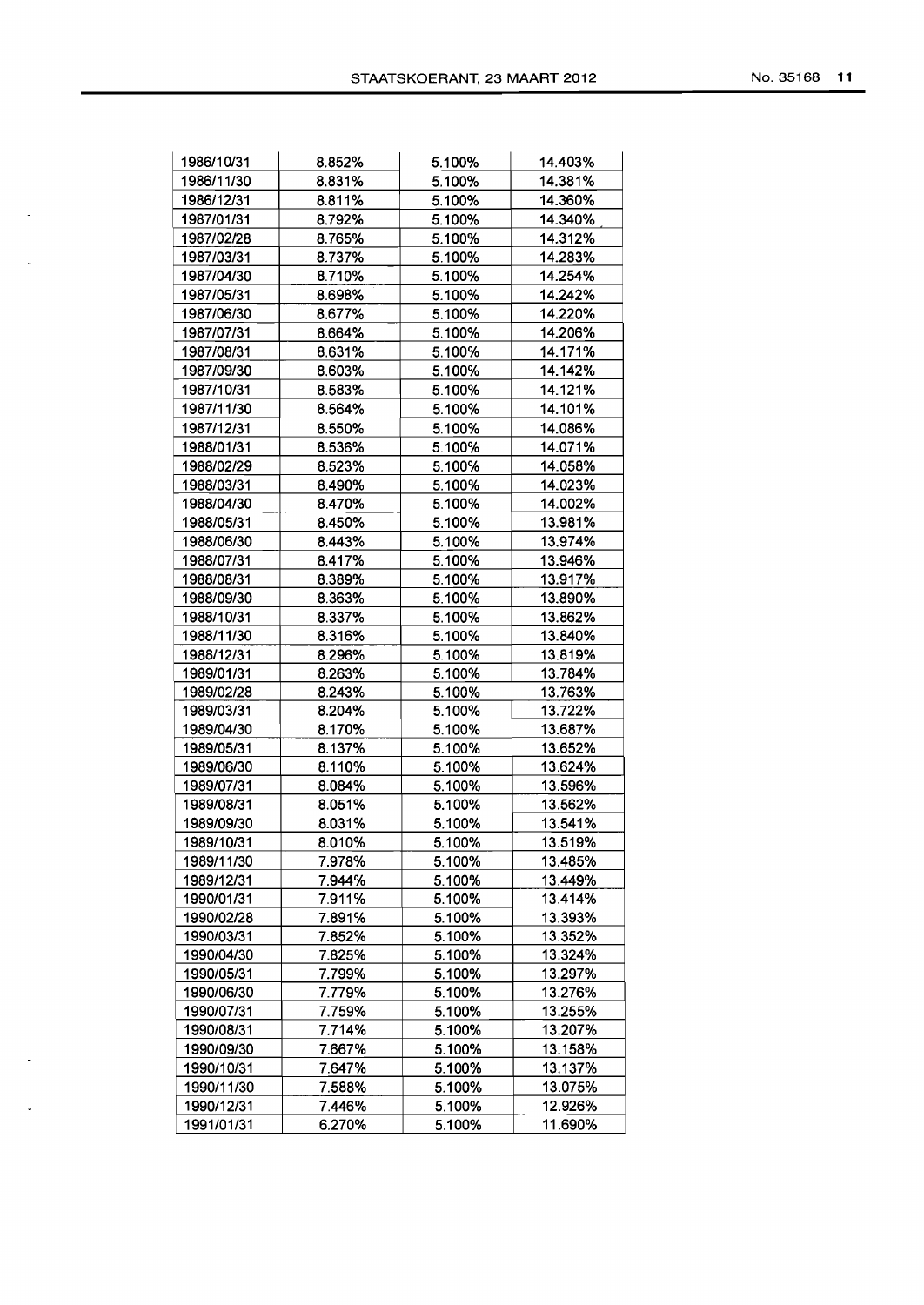| 1986/10/31 | 8.852% | 5.100% | 14.403% |
|---|---|---|---|
| 1986/11/30 | 8.831% | 5.100% | 14.381% |
| 1986/12/31 | 8.811% | 5.100% | 14.360% |
| 1987/01/31 | 8.792% | 5.100% | 14.340% |
| 1987/02/28 | 8.765% | 5.100% | 14.312% |
| 1987/03/31 | 8.737% | 5.100% | 14.283% |
| 1987/04/30 | 8.710% | 5.100% | 14.254% |
| 1987/05/31 | 8.698% | 5.100% | 14.242% |
| 1987/06/30 | 8.677% | 5.100% | 14.220% |
| 1987/07/31 | 8.664% | 5.100% | 14.206% |
| 1987/08/31 | 8.631% | 5.100% | 14.171% |
| 1987/09/30 | 8.603% | 5.100% | 14.142% |
| 1987/10/31 | 8.583% | 5.100% | 14.121% |
| 1987/11/30 | 8.564% | 5.100% | 14.101% |
| 1987/12/31 | 8.550% | 5.100% | 14.086% |
| 1988/01/31 | 8.536% | 5.100% | 14.071% |
| 1988/02/29 | 8.523% | 5.100% | 14.058% |
| 1988/03/31 | 8.490% | 5.100% | 14.023% |
| 1988/04/30 | 8.470% | 5.100% | 14.002% |
| 1988/05/31 | 8.450% | 5.100% | 13.981% |
| 1988/06/30 | 8.443% | 5.100% | 13.974% |
| 1988/07/31 | 8.417% | 5.100% | 13.946% |
| 1988/08/31 | 8.389% | 5.100% | 13.917% |
| 1988/09/30 | 8.363% | 5.100% | 13.890% |
| 1988/10/31 | 8.337% | 5.100% | 13.862% |
| 1988/11/30 | 8.316% | 5.100% | 13.840% |
| 1988/12/31 | 8.296% | 5.100% | 13.819% |
| 1989/01/31 | 8.263% | 5.100% | 13.784% |
| 1989/02/28 | 8.243% | 5.100% | 13.763% |
| 1989/03/31 | 8.204% | 5.100% | 13.722% |
| 1989/04/30 | 8.170% | 5.100% | 13.687% |
| 1989/05/31 | 8.137% | 5.100% | 13.652% |
| 1989/06/30 | 8.110% | 5.100% | 13.624% |
| 1989/07/31 | 8.084% | 5.100% | 13.596% |
| 1989/08/31 | 8.051% | 5.100% | 13.562% |
| 1989/09/30 | 8.031% | 5.100% | 13.541% |
| 1989/10/31 | 8.010% | 5.100% | 13.519% |
| 1989/11/30 | 7.978% | 5.100% | 13.485% |
| 1989/12/31 | 7.944% | 5.100% | 13.449% |
| 1990/01/31 | 7.911% | 5.100% | 13.414% |
| 1990/02/28 | 7.891% | 5.100% | 13.393% |
| 1990/03/31 | 7.852% | 5.100% | 13.352% |
| 1990/04/30 | 7.825% | 5.100% | 13.324% |
| 1990/05/31 | 7.799% | 5.100% | 13.297% |
| 1990/06/30 | 7.779% | 5.100% | 13.276% |
| 1990/07/31 | 7.759% | 5.100% | 13.255% |
| 1990/08/31 | 7.714% | 5.100% | 13.207% |
| 1990/09/30 | 7.667% | 5.100% | 13.158% |
| 1990/10/31 | 7.647% | 5.100% | 13.137% |
| 1990/11/30 | 7.588% | 5.100% | 13.075% |
| 1990/12/31 | 7.446% | 5.100% | 12.926% |
| 1991/01/31 | 6.270% | 5.100% | 11.690% |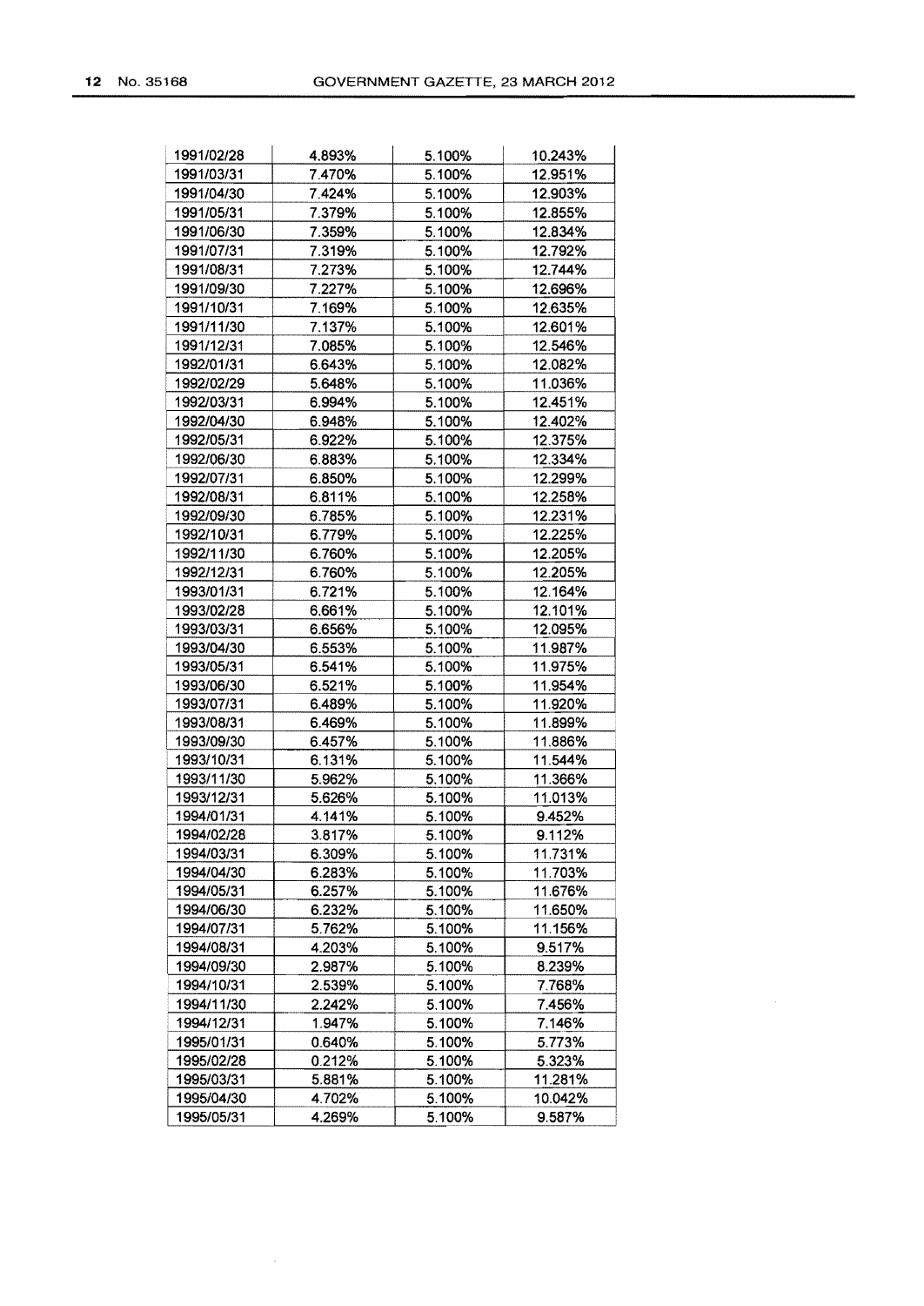| | | | |
|---|---|---|---|
| 1991/02/28 | 4.893% | 5.100% | 10.243% |
| 1991/03/31 | 7.470% | 5.100% | 12.951% |
| 1991/04/30 | 7.424% | 5.100% | 12.903% |
| 1991/05/31 | 7.379% | 5.100% | 12.855% |
| 1991/06/30 | 7.359% | 5.100% | 12.834% |
| 1991/07/31 | 7.319% | 5.100% | 12.792% |
| 1991/08/31 | 7.273% | 5.100% | 12.744% |
| 1991/09/30 | 7.227% | 5.100% | 12.696% |
| 1991/10/31 | 7.169% | 5.100% | 12.635% |
| 1991/11/30 | 7.137% | 5.100% | 12.601% |
| 1991/12/31 | 7.085% | 5.100% | 12.546% |
| 1992/01/31 | 6.643% | 5.100% | 12.082% |
| 1992/02/29 | 5.648% | 5.100% | 11.036% |
| 1992/03/31 | 6.994% | 5.100% | 12.451% |
| 1992/04/30 | 6.948% | 5.100% | 12.402% |
| 1992/05/31 | 6.922% | 5.100% | 12.375% |
| 1992/06/30 | 6.883% | 5.100% | 12.334% |
| 1992/07/31 | 6.850% | 5.100% | 12.299% |
| 1992/08/31 | 6.811% | 5.100% | 12.258% |
| 1992/09/30 | 6.785% | 5.100% | 12.231% |
| 1992/10/31 | 6.779% | 5.100% | 12.225% |
| 1992/11/30 | 6.760% | 5.100% | 12.205% |
| 1992/12/31 | 6.760% | 5.100% | 12.205% |
| 1993/01/31 | 6.721% | 5.100% | 12.164% |
| 1993/02/28 | 6.661% | 5.100% | 12.101% |
| 1993/03/31 | 6.656% | 5.100% | 12.095% |
| 1993/04/30 | 6.553% | 5.100% | 11.987% |
| 1993/05/31 | 6.541% | 5.100% | 11.975% |
| 1993/06/30 | 6.521% | 5.100% | 11.954% |
| 1993/07/31 | 6.489% | 5.100% | 11.920% |
| 1993/08/31 | 6.469% | 5.100% | 11.899% |
| 1993/09/30 | 6.457% | 5.100% | 11.886% |
| 1993/10/31 | 6.131% | 5.100% | 11.544% |
| 1993/11/30 | 5.962% | 5.100% | 11.366% |
| 1993/12/31 | 5.626% | 5.100% | 11.013% |
| 1994/01/31 | 4.141% | 5.100% | 9.452% |
| 1994/02/28 | 3.817% | 5.100% | 9.112% |
| 1994/03/31 | 6.309% | 5.100% | 11.731% |
| 1994/04/30 | 6.283% | 5.100% | 11.703% |
| 1994/05/31 | 6.257% | 5.100% | 11.676% |
| 1994/06/30 | 6.232% | 5.100% | 11.650% |
| 1994/07/31 | 5.762% | 5.100% | 11.156% |
| 1994/08/31 | 4.203% | 5.100% | 9.517% |
| 1994/09/30 | 2.987% | 5.100% | 8.239% |
| 1994/10/31 | 2.539% | 5.100% | 7.768% |
| 1994/11/30 | 2.242% | 5.100% | 7.456% |
| 1994/12/31 | 1.947% | 5.100% | 7.146% |
| 1995/01/31 | 0.640% | 5.100% | 5.773% |
| 1995/02/28 | 0.212% | 5.100% | 5.323% |
| 1995/03/31 | 5.881% | 5.100% | 11.281% |
| 1995/04/30 | 4.702% | 5.100% | 10.042% |
| 1995/05/31 | 4.269% | 5.100% | 9.587% |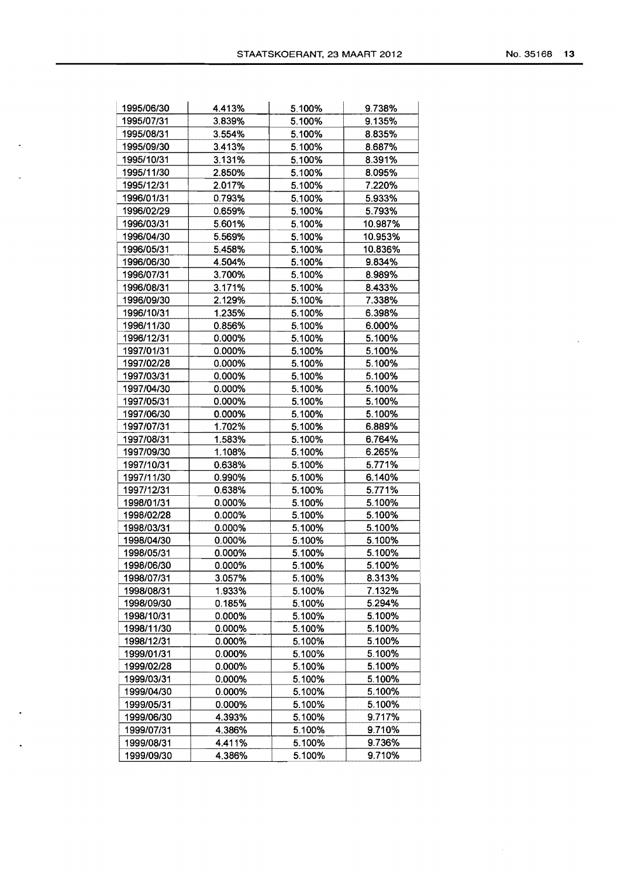| | | | |
|---|---|---|---|
| 1995/06/30 | 4.413% | 5.100% | 9.738% |
| 1995/07/31 | 3.839% | 5.100% | 9.135% |
| 1995/08/31 | 3.554% | 5.100% | 8.835% |
| 1995/09/30 | 3.413% | 5.100% | 8.687% |
| 1995/10/31 | 3.131% | 5.100% | 8.391% |
| 1995/11/30 | 2.850% | 5.100% | 8.095% |
| 1995/12/31 | 2.017% | 5.100% | 7.220% |
| 1996/01/31 | 0.793% | 5.100% | 5.933% |
| 1996/02/29 | 0.659% | 5.100% | 5.793% |
| 1996/03/31 | 5.601% | 5.100% | 10.987% |
| 1996/04/30 | 5.569% | 5.100% | 10.953% |
| 1996/05/31 | 5.458% | 5.100% | 10.836% |
| 1996/06/30 | 4.504% | 5.100% | 9.834% |
| 1996/07/31 | 3.700% | 5.100% | 8.989% |
| 1996/08/31 | 3.171% | 5.100% | 8.433% |
| 1996/09/30 | 2.129% | 5.100% | 7.338% |
| 1996/10/31 | 1.235% | 5.100% | 6.398% |
| 1996/11/30 | 0.856% | 5.100% | 6.000% |
| 1996/12/31 | 0.000% | 5.100% | 5.100% |
| 1997/01/31 | 0.000% | 5.100% | 5.100% |
| 1997/02/28 | 0.000% | 5.100% | 5.100% |
| 1997/03/31 | 0.000% | 5.100% | 5.100% |
| 1997/04/30 | 0.000% | 5.100% | 5.100% |
| 1997/05/31 | 0.000% | 5.100% | 5.100% |
| 1997/06/30 | 0.000% | 5.100% | 5.100% |
| 1997/07/31 | 1.702% | 5.100% | 6.889% |
| 1997/08/31 | 1.583% | 5.100% | 6.764% |
| 1997/09/30 | 1.108% | 5.100% | 6.265% |
| 1997/10/31 | 0.638% | 5.100% | 5.771% |
| 1997/11/30 | 0.990% | 5.100% | 6.140% |
| 1997/12/31 | 0.638% | 5.100% | 5.771% |
| 1998/01/31 | 0.000% | 5.100% | 5.100% |
| 1998/02/28 | 0.000% | 5.100% | 5.100% |
| 1998/03/31 | 0.000% | 5.100% | 5.100% |
| 1998/04/30 | 0.000% | 5.100% | 5.100% |
| 1998/05/31 | 0.000% | 5.100% | 5.100% |
| 1998/06/30 | 0.000% | 5.100% | 5.100% |
| 1998/07/31 | 3.057% | 5.100% | 8.313% |
| 1998/08/31 | 1.933% | 5.100% | 7.132% |
| 1998/09/30 | 0.185% | 5.100% | 5.294% |
| 1998/10/31 | 0.000% | 5.100% | 5.100% |
| 1998/11/30 | 0.000% | 5.100% | 5.100% |
| 1998/12/31 | 0.000% | 5.100% | 5.100% |
| 1999/01/31 | 0.000% | 5.100% | 5.100% |
| 1999/02/28 | 0.000% | 5.100% | 5.100% |
| 1999/03/31 | 0.000% | 5.100% | 5.100% |
| 1999/04/30 | 0.000% | 5.100% | 5.100% |
| 1999/05/31 | 0.000% | 5.100% | 5.100% |
| 1999/06/30 | 4.393% | 5.100% | 9.717% |
| 1999/07/31 | 4.386% | 5.100% | 9.710% |
| 1999/08/31 | 4.411% | 5.100% | 9.736% |
| 1999/09/30 | 4.386% | 5.100% | 9.710% |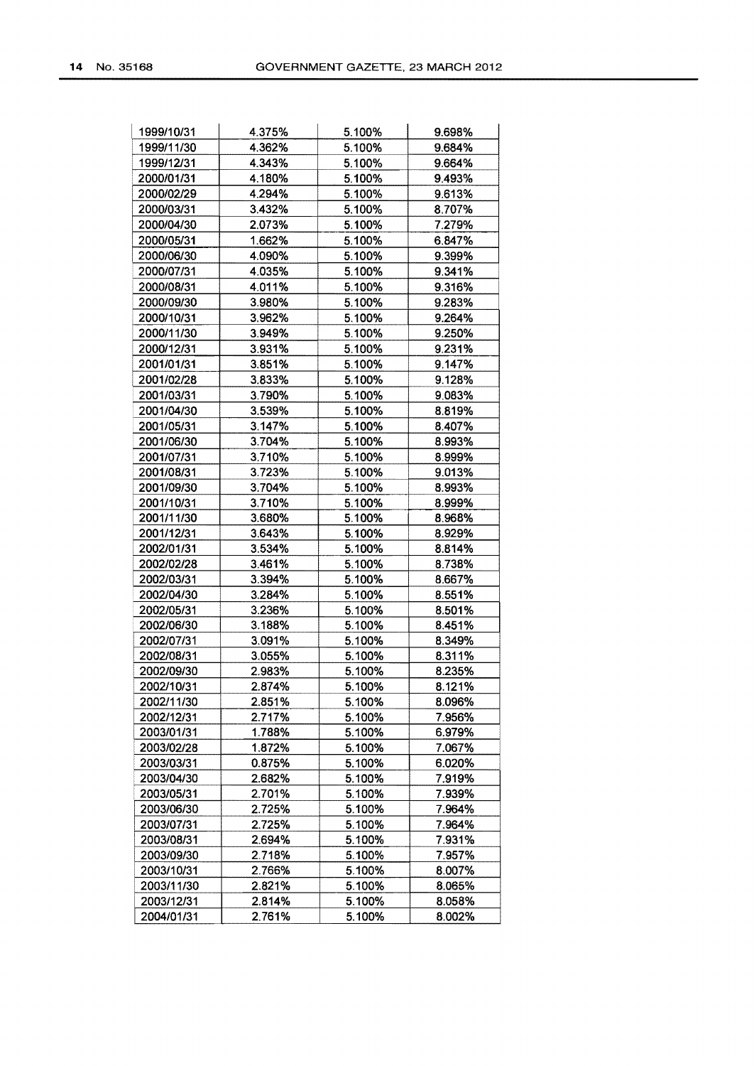| | | | |
|---|---|---|---|
| 1999/10/31 | 4.375% | 5.100% | 9.698% |
| 1999/11/30 | 4.362% | 5.100% | 9.684% |
| 1999/12/31 | 4.343% | 5.100% | 9.664% |
| 2000/01/31 | 4.180% | 5.100% | 9.493% |
| 2000/02/29 | 4.294% | 5.100% | 9.613% |
| 2000/03/31 | 3.432% | 5.100% | 8.707% |
| 2000/04/30 | 2.073% | 5.100% | 7.279% |
| 2000/05/31 | 1.662% | 5.100% | 6.847% |
| 2000/06/30 | 4.090% | 5.100% | 9.399% |
| 2000/07/31 | 4.035% | 5.100% | 9.341% |
| 2000/08/31 | 4.011% | 5.100% | 9.316% |
| 2000/09/30 | 3.980% | 5.100% | 9.283% |
| 2000/10/31 | 3.962% | 5.100% | 9.264% |
| 2000/11/30 | 3.949% | 5.100% | 9.250% |
| 2000/12/31 | 3.931% | 5.100% | 9.231% |
| 2001/01/31 | 3.851% | 5.100% | 9.147% |
| 2001/02/28 | 3.833% | 5.100% | 9.128% |
| 2001/03/31 | 3.790% | 5.100% | 9.083% |
| 2001/04/30 | 3.539% | 5.100% | 8.819% |
| 2001/05/31 | 3.147% | 5.100% | 8.407% |
| 2001/06/30 | 3.704% | 5.100% | 8.993% |
| 2001/07/31 | 3.710% | 5.100% | 8.999% |
| 2001/08/31 | 3.723% | 5.100% | 9.013% |
| 2001/09/30 | 3.704% | 5.100% | 8.993% |
| 2001/10/31 | 3.710% | 5.100% | 8.999% |
| 2001/11/30 | 3.680% | 5.100% | 8.968% |
| 2001/12/31 | 3.643% | 5.100% | 8.929% |
| 2002/01/31 | 3.534% | 5.100% | 8.814% |
| 2002/02/28 | 3.461% | 5.100% | 8.738% |
| 2002/03/31 | 3.394% | 5.100% | 8.667% |
| 2002/04/30 | 3.284% | 5.100% | 8.551% |
| 2002/05/31 | 3.236% | 5.100% | 8.501% |
| 2002/06/30 | 3.188% | 5.100% | 8.451% |
| 2002/07/31 | 3.091% | 5.100% | 8.349% |
| 2002/08/31 | 3.055% | 5.100% | 8.311% |
| 2002/09/30 | 2.983% | 5.100% | 8.235% |
| 2002/10/31 | 2.874% | 5.100% | 8.121% |
| 2002/11/30 | 2.851% | 5.100% | 8.096% |
| 2002/12/31 | 2.717% | 5.100% | 7.956% |
| 2003/01/31 | 1.788% | 5.100% | 6.979% |
| 2003/02/28 | 1.872% | 5.100% | 7.067% |
| 2003/03/31 | 0.875% | 5.100% | 6.020% |
| 2003/04/30 | 2.682% | 5.100% | 7.919% |
| 2003/05/31 | 2.701% | 5.100% | 7.939% |
| 2003/06/30 | 2.725% | 5.100% | 7.964% |
| 2003/07/31 | 2.725% | 5.100% | 7.964% |
| 2003/08/31 | 2.694% | 5.100% | 7.931% |
| 2003/09/30 | 2.718% | 5.100% | 7.957% |
| 2003/10/31 | 2.766% | 5.100% | 8.007% |
| 2003/11/30 | 2.821% | 5.100% | 8.065% |
| 2003/12/31 | 2.814% | 5.100% | 8.058% |
| 2004/01/31 | 2.761% | 5.100% | 8.002% |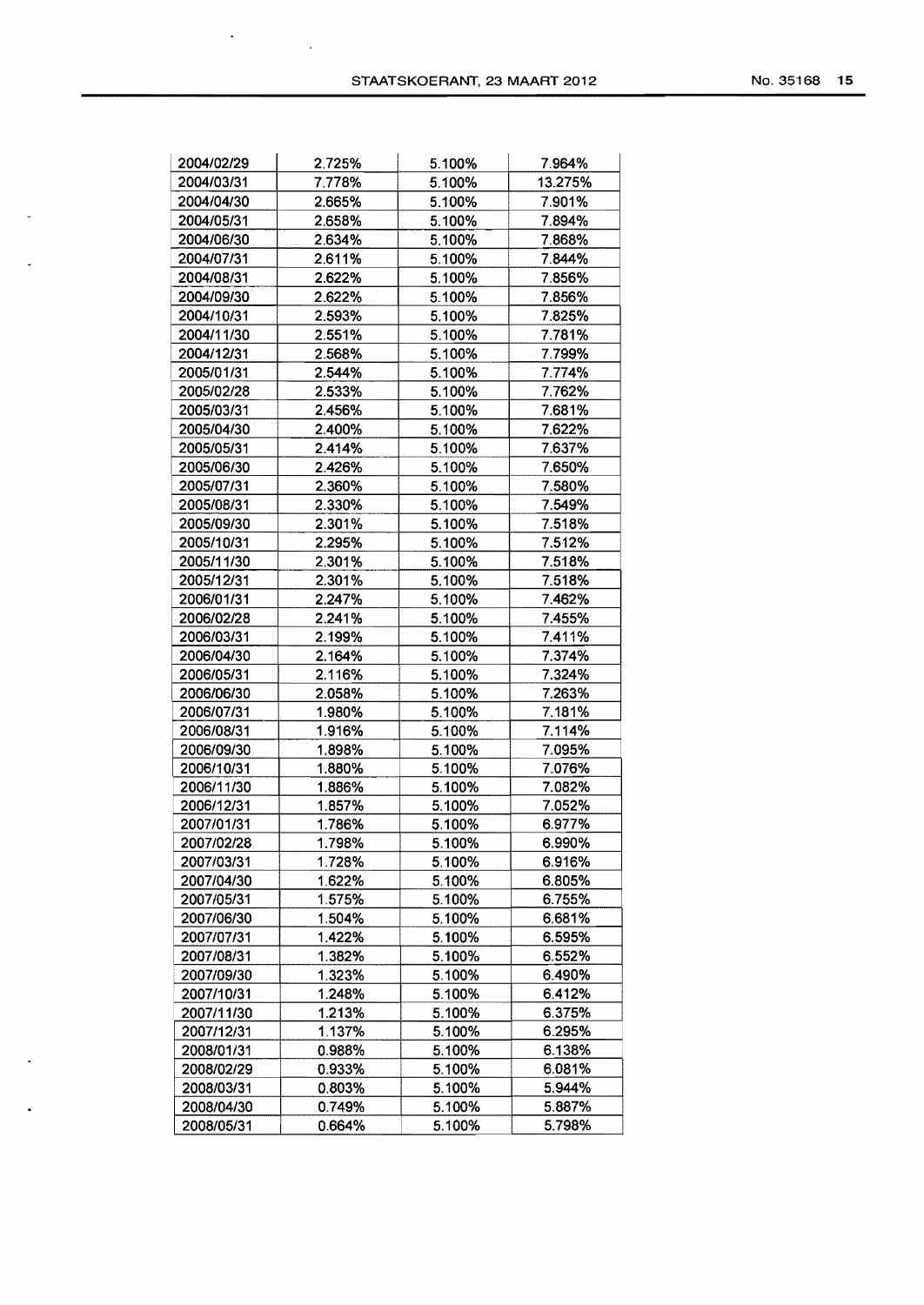| | | | |
|---|---|---|---|
| 2004/02/29 | 2.725% | 5.100% | 7.964% |
| 2004/03/31 | 7.778% | 5.100% | 13.275% |
| 2004/04/30 | 2.665% | 5.100% | 7.901% |
| 2004/05/31 | 2.658% | 5.100% | 7.894% |
| 2004/06/30 | 2.634% | 5.100% | 7.868% |
| 2004/07/31 | 2.611% | 5.100% | 7.844% |
| 2004/08/31 | 2.622% | 5.100% | 7.856% |
| 2004/09/30 | 2.622% | 5.100% | 7.856% |
| 2004/10/31 | 2.593% | 5.100% | 7.825% |
| 2004/11/30 | 2.551% | 5.100% | 7.781% |
| 2004/12/31 | 2.568% | 5.100% | 7.799% |
| 2005/01/31 | 2.544% | 5.100% | 7.774% |
| 2005/02/28 | 2.533% | 5.100% | 7.762% |
| 2005/03/31 | 2.456% | 5.100% | 7.681% |
| 2005/04/30 | 2.400% | 5.100% | 7.622% |
| 2005/05/31 | 2.414% | 5.100% | 7.637% |
| 2005/06/30 | 2.426% | 5.100% | 7.650% |
| 2005/07/31 | 2.360% | 5.100% | 7.580% |
| 2005/08/31 | 2.330% | 5.100% | 7.549% |
| 2005/09/30 | 2.301% | 5.100% | 7.518% |
| 2005/10/31 | 2.295% | 5.100% | 7.512% |
| 2005/11/30 | 2.301% | 5.100% | 7.518% |
| 2005/12/31 | 2.301% | 5.100% | 7.518% |
| 2006/01/31 | 2.247% | 5.100% | 7.462% |
| 2006/02/28 | 2.241% | 5.100% | 7.455% |
| 2006/03/31 | 2.199% | 5.100% | 7.411% |
| 2006/04/30 | 2.164% | 5.100% | 7.374% |
| 2006/05/31 | 2.116% | 5.100% | 7.324% |
| 2006/06/30 | 2.058% | 5.100% | 7.263% |
| 2006/07/31 | 1.980% | 5.100% | 7.181% |
| 2006/08/31 | 1.916% | 5.100% | 7.114% |
| 2006/09/30 | 1.898% | 5.100% | 7.095% |
| 2006/10/31 | 1.880% | 5.100% | 7.076% |
| 2006/11/30 | 1.886% | 5.100% | 7.082% |
| 2006/12/31 | 1.857% | 5.100% | 7.052% |
| 2007/01/31 | 1.786% | 5.100% | 6.977% |
| 2007/02/28 | 1.798% | 5.100% | 6.990% |
| 2007/03/31 | 1.728% | 5.100% | 6.916% |
| 2007/04/30 | 1.622% | 5.100% | 6.805% |
| 2007/05/31 | 1.575% | 5.100% | 6.755% |
| 2007/06/30 | 1.504% | 5.100% | 6.681% |
| 2007/07/31 | 1.422% | 5.100% | 6.595% |
| 2007/08/31 | 1.382% | 5.100% | 6.552% |
| 2007/09/30 | 1.323% | 5.100% | 6.490% |
| 2007/10/31 | 1.248% | 5.100% | 6.412% |
| 2007/11/30 | 1.213% | 5.100% | 6.375% |
| 2007/12/31 | 1.137% | 5.100% | 6.295% |
| 2008/01/31 | 0.988% | 5.100% | 6.138% |
| 2008/02/29 | 0.933% | 5.100% | 6.081% |
| 2008/03/31 | 0.803% | 5.100% | 5.944% |
| 2008/04/30 | 0.749% | 5.100% | 5.887% |
| 2008/05/31 | 0.664% | 5.100% | 5.798% |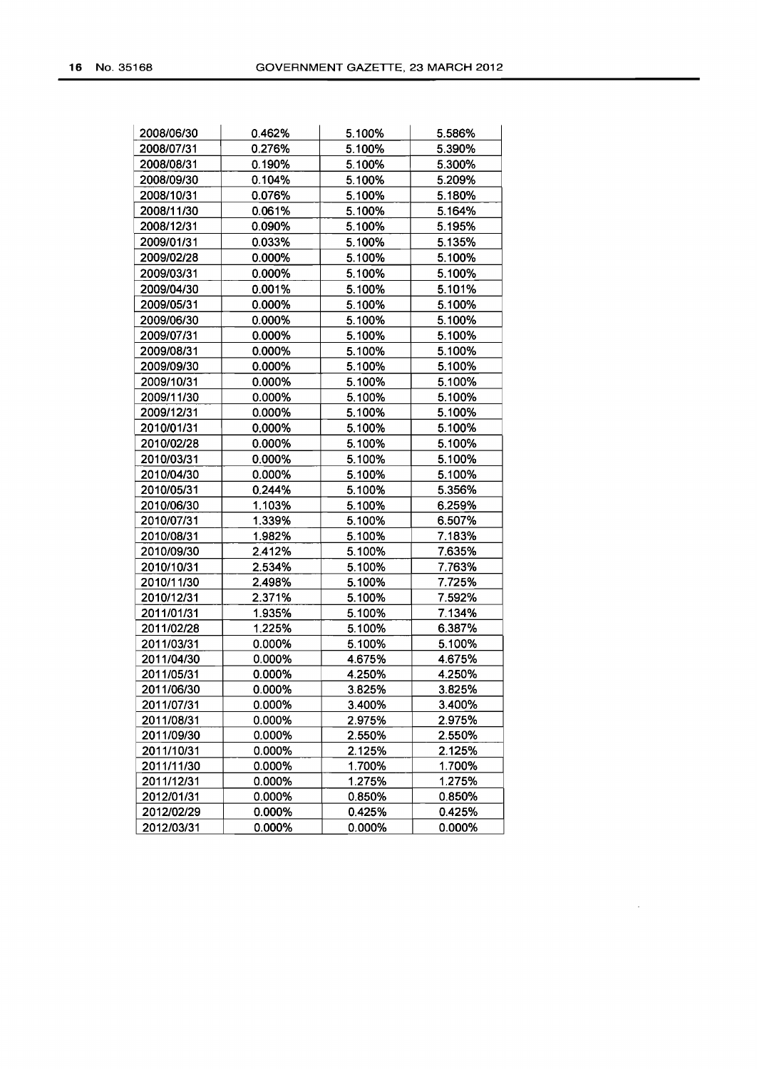| | | | |
|---|---|---|---|
| 2008/06/30 | 0.462% | 5.100% | 5.586% |
| 2008/07/31 | 0.276% | 5.100% | 5.390% |
| 2008/08/31 | 0.190% | 5.100% | 5.300% |
| 2008/09/30 | 0.104% | 5.100% | 5.209% |
| 2008/10/31 | 0.076% | 5.100% | 5.180% |
| 2008/11/30 | 0.061% | 5.100% | 5.164% |
| 2008/12/31 | 0.090% | 5.100% | 5.195% |
| 2009/01/31 | 0.033% | 5.100% | 5.135% |
| 2009/02/28 | 0.000% | 5.100% | 5.100% |
| 2009/03/31 | 0.000% | 5.100% | 5.100% |
| 2009/04/30 | 0.001% | 5.100% | 5.101% |
| 2009/05/31 | 0.000% | 5.100% | 5.100% |
| 2009/06/30 | 0.000% | 5.100% | 5.100% |
| 2009/07/31 | 0.000% | 5.100% | 5.100% |
| 2009/08/31 | 0.000% | 5.100% | 5.100% |
| 2009/09/30 | 0.000% | 5.100% | 5.100% |
| 2009/10/31 | 0.000% | 5.100% | 5.100% |
| 2009/11/30 | 0.000% | 5.100% | 5.100% |
| 2009/12/31 | 0.000% | 5.100% | 5.100% |
| 2010/01/31 | 0.000% | 5.100% | 5.100% |
| 2010/02/28 | 0.000% | 5.100% | 5.100% |
| 2010/03/31 | 0.000% | 5.100% | 5.100% |
| 2010/04/30 | 0.000% | 5.100% | 5.100% |
| 2010/05/31 | 0.244% | 5.100% | 5.356% |
| 2010/06/30 | 1.103% | 5.100% | 6.259% |
| 2010/07/31 | 1.339% | 5.100% | 6.507% |
| 2010/08/31 | 1.982% | 5.100% | 7.183% |
| 2010/09/30 | 2.412% | 5.100% | 7.635% |
| 2010/10/31 | 2.534% | 5.100% | 7.763% |
| 2010/11/30 | 2.498% | 5.100% | 7.725% |
| 2010/12/31 | 2.371% | 5.100% | 7.592% |
| 2011/01/31 | 1.935% | 5.100% | 7.134% |
| 2011/02/28 | 1.225% | 5.100% | 6.387% |
| 2011/03/31 | 0.000% | 5.100% | 5.100% |
| 2011/04/30 | 0.000% | 4.675% | 4.675% |
| 2011/05/31 | 0.000% | 4.250% | 4.250% |
| 2011/06/30 | 0.000% | 3.825% | 3.825% |
| 2011/07/31 | 0.000% | 3.400% | 3.400% |
| 2011/08/31 | 0.000% | 2.975% | 2.975% |
| 2011/09/30 | 0.000% | 2.550% | 2.550% |
| 2011/10/31 | 0.000% | 2.125% | 2.125% |
| 2011/11/30 | 0.000% | 1.700% | 1.700% |
| 2011/12/31 | 0.000% | 1.275% | 1.275% |
| 2012/01/31 | 0.000% | 0.850% | 0.850% |
| 2012/02/29 | 0.000% | 0.425% | 0.425% |
| 2012/03/31 | 0.000% | 0.000% | 0.000% |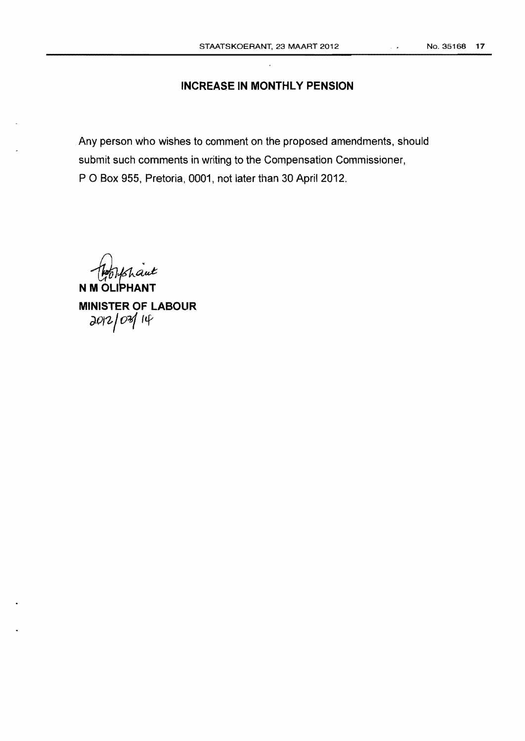## INCREASE IN MONTHLY PENSION

Any person who wishes to comment on the proposed amendments, should submit such comments in writing to the Compensation Commissioner, P O Box 955, Pretoria, 0001, not later than 30 April 2012.

**N M OLIPHANT**

**MINISTER OF LABOUR**

2012/03/14